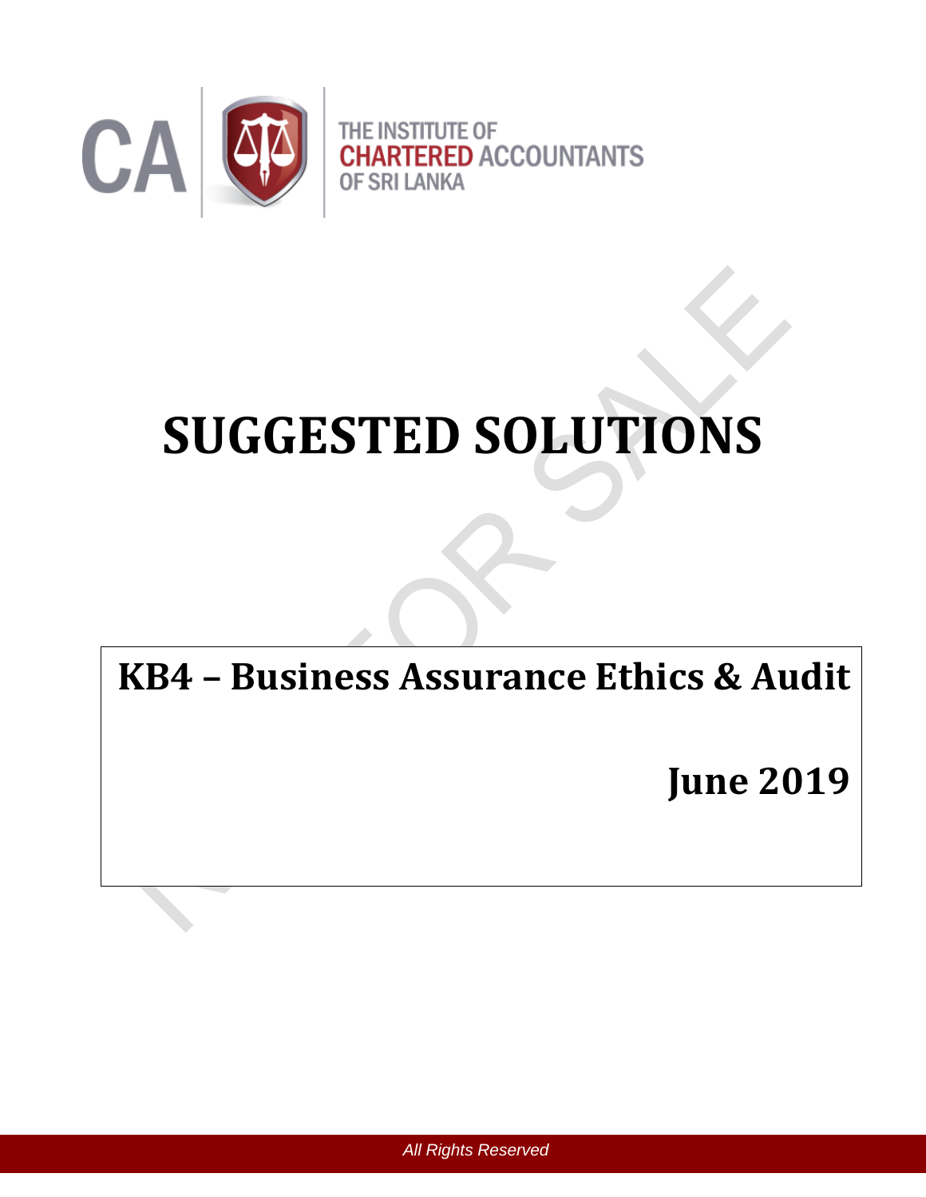THE INSTITUTE OF
CHARTERED ACCOUNTANTS
OF SRI LANKA

# SUGGESTED SOLUTIONS

## KB4 – Business Assurance Ethics & Audit

## June 2019

*All Rights Reserved*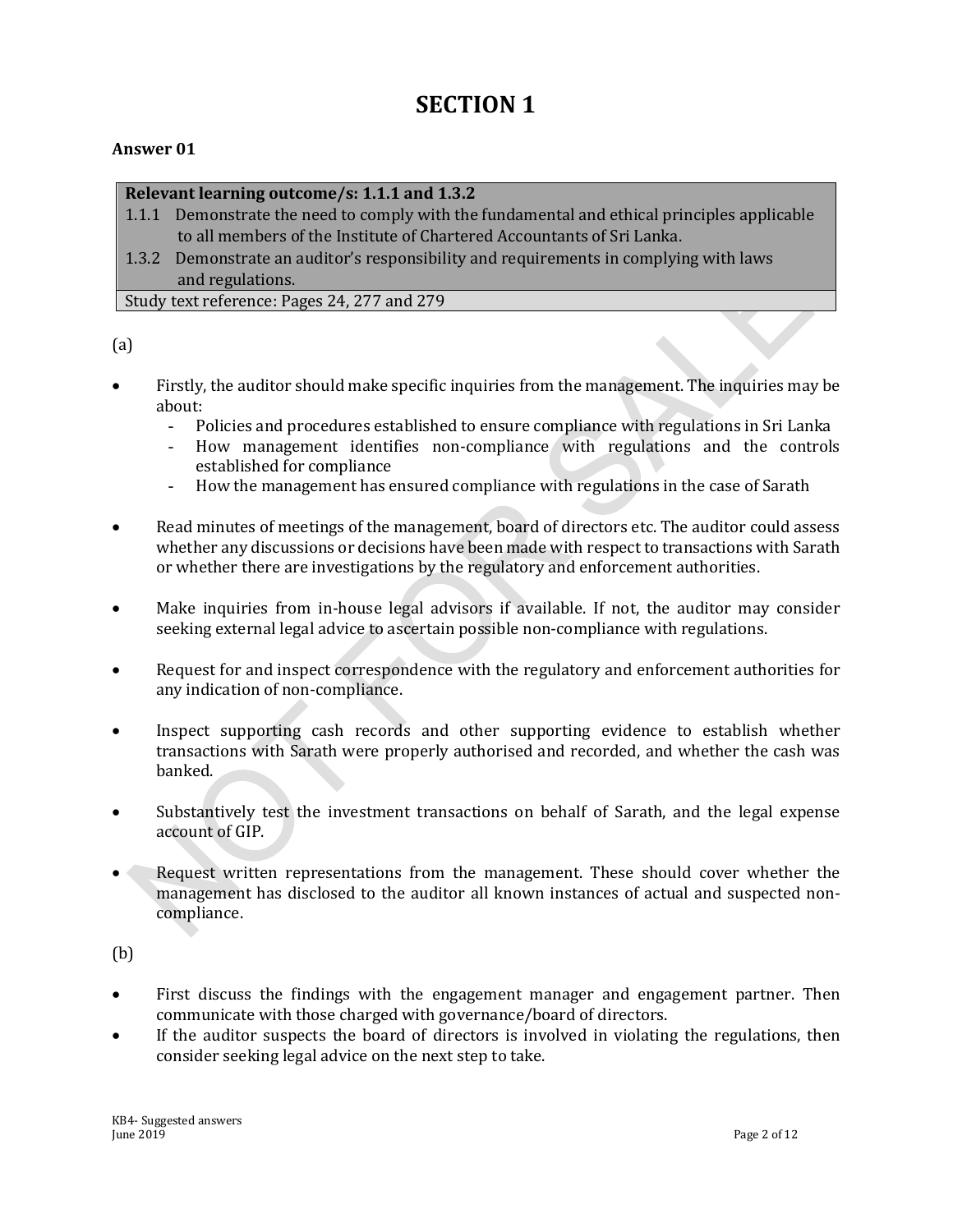# SECTION 1

**Answer 01**

| **Relevant learning outcome/s: 1.1.1 and 1.3.2** |
|---|
| 1.1.1 Demonstrate the need to comply with the fundamental and ethical principles applicable to all members of the Institute of Chartered Accountants of Sri Lanka. |
| 1.3.2 Demonstrate an auditor's responsibility and requirements in complying with laws and regulations. |
| Study text reference: Pages 24, 277 and 279 |

(a)

- Firstly, the auditor should make specific inquiries from the management. The inquiries may be about:
  - Policies and procedures established to ensure compliance with regulations in Sri Lanka
  - How management identifies non-compliance with regulations and the controls established for compliance
  - How the management has ensured compliance with regulations in the case of Sarath

- Read minutes of meetings of the management, board of directors etc. The auditor could assess whether any discussions or decisions have been made with respect to transactions with Sarath or whether there are investigations by the regulatory and enforcement authorities.

- Make inquiries from in-house legal advisors if available. If not, the auditor may consider seeking external legal advice to ascertain possible non-compliance with regulations.

- Request for and inspect correspondence with the regulatory and enforcement authorities for any indication of non-compliance.

- Inspect supporting cash records and other supporting evidence to establish whether transactions with Sarath were properly authorised and recorded, and whether the cash was banked.

- Substantively test the investment transactions on behalf of Sarath, and the legal expense account of GIP.

- Request written representations from the management. These should cover whether the management has disclosed to the auditor all known instances of actual and suspected non-compliance.

(b)

- First discuss the findings with the engagement manager and engagement partner. Then communicate with those charged with governance/board of directors.
- If the auditor suspects the board of directors is involved in violating the regulations, then consider seeking legal advice on the next step to take.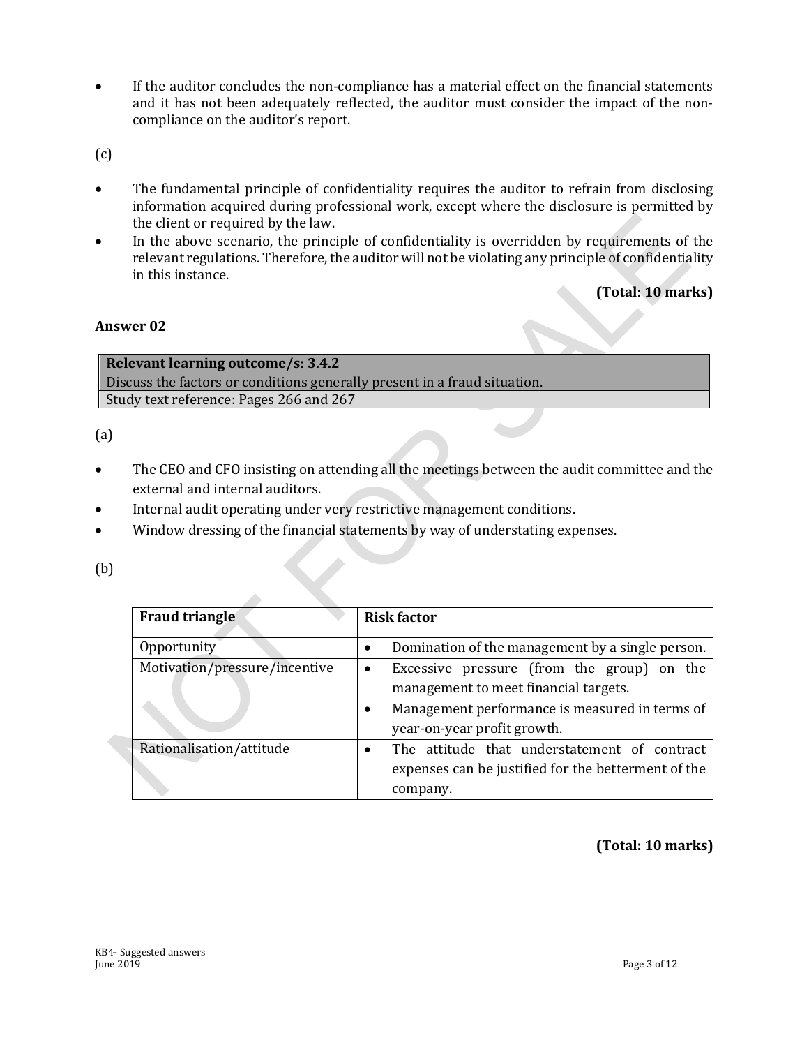- If the auditor concludes the non-compliance has a material effect on the financial statements and it has not been adequately reflected, the auditor must consider the impact of the non-compliance on the auditor's report.

(c)

- The fundamental principle of confidentiality requires the auditor to refrain from disclosing information acquired during professional work, except where the disclosure is permitted by the client or required by the law.
- In the above scenario, the principle of confidentiality is overridden by requirements of the relevant regulations. Therefore, the auditor will not be violating any principle of confidentiality in this instance.

**(Total: 10 marks)**

### Answer 02

| **Relevant learning outcome/s: 3.4.2** |
|---|
| Discuss the factors or conditions generally present in a fraud situation. |
| Study text reference: Pages 266 and 267 |

(a)

- The CEO and CFO insisting on attending all the meetings between the audit committee and the external and internal auditors.
- Internal audit operating under very restrictive management conditions.
- Window dressing of the financial statements by way of understating expenses.

(b)

| **Fraud triangle** | **Risk factor** |
|---|---|
| Opportunity | • Domination of the management by a single person. |
| Motivation/pressure/incentive | • Excessive pressure (from the group) on the management to meet financial targets.<br>• Management performance is measured in terms of year-on-year profit growth. |
| Rationalisation/attitude | • The attitude that understatement of contract expenses can be justified for the betterment of the company. |

**(Total: 10 marks)**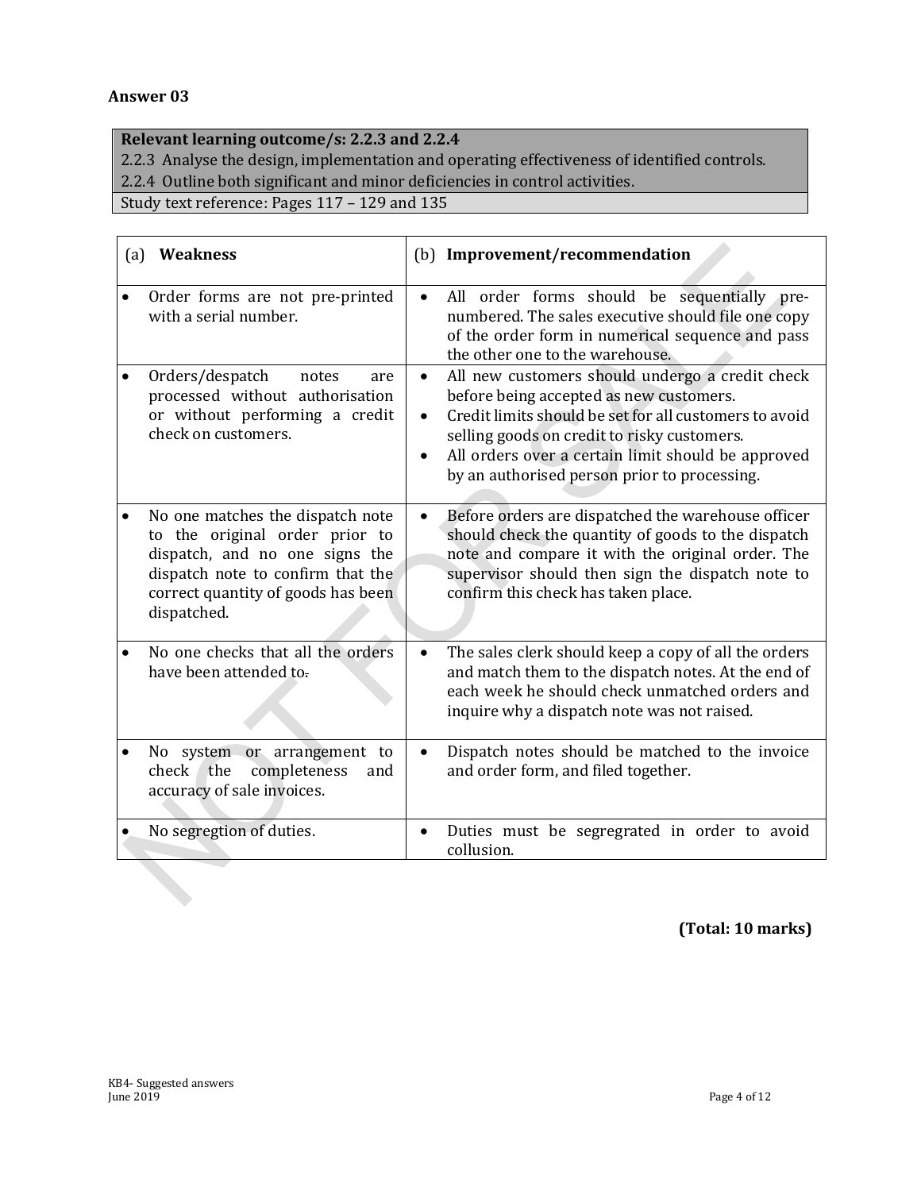**Answer 03**

| **Relevant learning outcome/s: 2.2.3 and 2.2.4** |
|---|
| 2.2.3 Analyse the design, implementation and operating effectiveness of identified controls. |
| 2.2.4 Outline both significant and minor deficiencies in control activities. |
| Study text reference: Pages 117 – 129 and 135 |

| (a) **Weakness** | (b) **Improvement/recommendation** |
|---|---|
| • Order forms are not pre-printed with a serial number. | • All order forms should be sequentially pre-numbered. The sales executive should file one copy of the order form in numerical sequence and pass the other one to the warehouse. |
| • Orders/despatch notes are processed without authorisation or without performing a credit check on customers. | • All new customers should undergo a credit check before being accepted as new customers.<br>• Credit limits should be set for all customers to avoid selling goods on credit to risky customers.<br>• All orders over a certain limit should be approved by an authorised person prior to processing. |
| • No one matches the dispatch note to the original order prior to dispatch, and no one signs the dispatch note to confirm that the correct quantity of goods has been dispatched. | • Before orders are dispatched the warehouse officer should check the quantity of goods to the dispatch note and compare it with the original order. The supervisor should then sign the dispatch note to confirm this check has taken place. |
| • No one checks that all the orders have been attended to. | • The sales clerk should keep a copy of all the orders and match them to the dispatch notes. At the end of each week he should check unmatched orders and inquire why a dispatch note was not raised. |
| • No system or arrangement to check the completeness and accuracy of sale invoices. | • Dispatch notes should be matched to the invoice and order form, and filed together. |
| • No segregtion of duties. | • Duties must be segregrated in order to avoid collusion. |

**(Total: 10 marks)**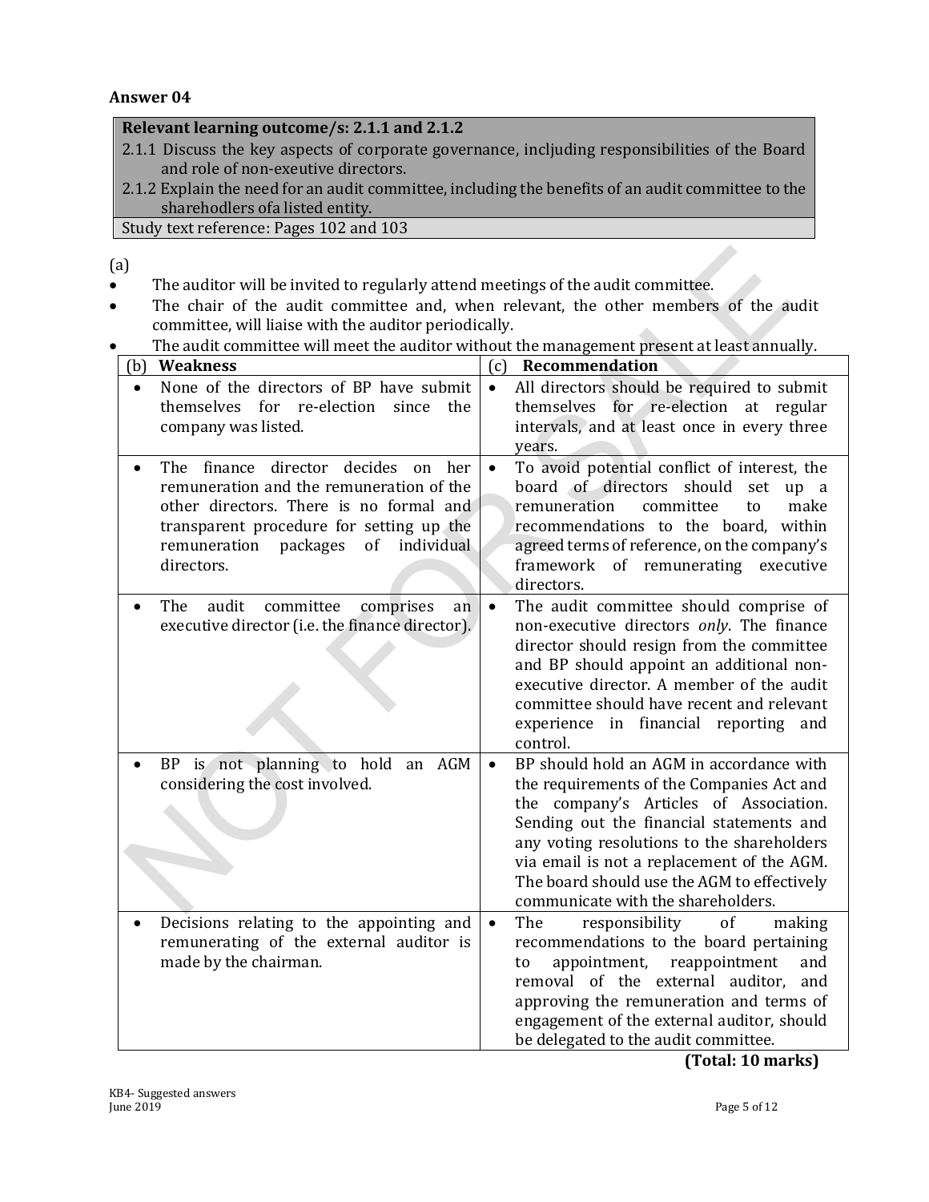**Answer 04**

| **Relevant learning outcome/s: 2.1.1 and 2.1.2** |
|---|
| 2.1.1 Discuss the key aspects of corporate governance, incljuding responsibilities of the Board and role of non-exeutive directors. |
| 2.1.2 Explain the need for an audit committee, including the benefits of an audit committee to the sharehodlers ofa listed entity. |
| Study text reference: Pages 102 and 103 |

(a)

- The auditor will be invited to regularly attend meetings of the audit committee.
- The chair of the audit committee and, when relevant, the other members of the audit committee, will liaise with the auditor periodically.
- The audit committee will meet the auditor without the management present at least annually.

| (b) **Weakness** | (c) **Recommendation** |
|---|---|
| • None of the directors of BP have submit themselves for re-election since the company was listed. | • All directors should be required to submit themselves for re-election at regular intervals, and at least once in every three years. |
| • The finance director decides on her remuneration and the remuneration of the other directors. There is no formal and transparent procedure for setting up the remuneration packages of individual directors. | • To avoid potential conflict of interest, the board of directors should set up a remuneration committee to make recommendations to the board, within agreed terms of reference, on the company's framework of remunerating executive directors. |
| • The audit committee comprises an executive director (i.e. the finance director). | • The audit committee should comprise of non-executive directors *only*. The finance director should resign from the committee and BP should appoint an additional non-executive director. A member of the audit committee should have recent and relevant experience in financial reporting and control. |
| • BP is not planning to hold an AGM considering the cost involved. | • BP should hold an AGM in accordance with the requirements of the Companies Act and the company's Articles of Association. Sending out the financial statements and any voting resolutions to the shareholders via email is not a replacement of the AGM. The board should use the AGM to effectively communicate with the shareholders. |
| • Decisions relating to the appointing and remunerating of the external auditor is made by the chairman. | • The responsibility of making recommendations to the board pertaining to appointment, reappointment and removal of the external auditor, and approving the remuneration and terms of engagement of the external auditor, should be delegated to the audit committee. |

**(Total: 10 marks)**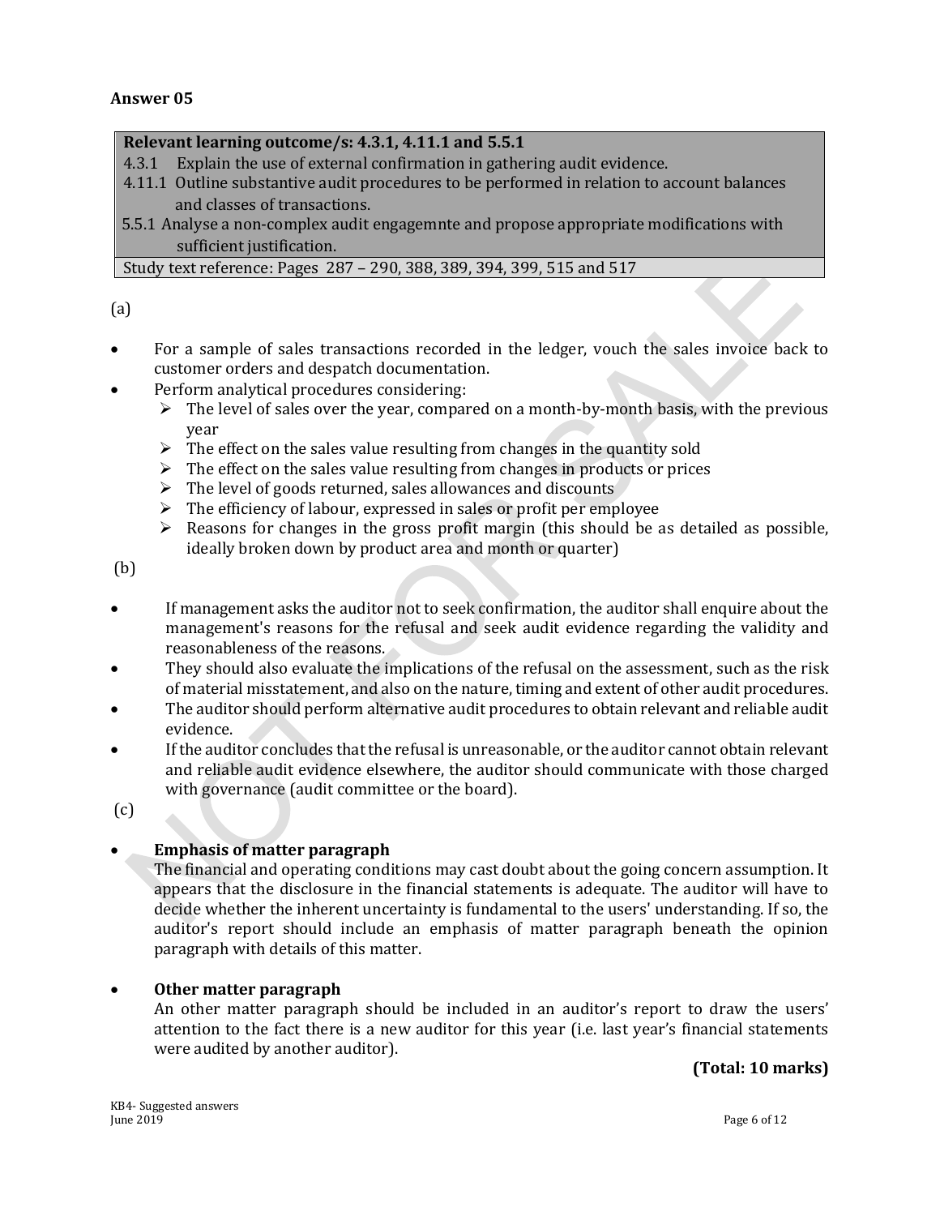**Answer 05**

| **Relevant learning outcome/s: 4.3.1, 4.11.1 and 5.5.1**<br>4.3.1 Explain the use of external confirmation in gathering audit evidence.<br>4.11.1 Outline substantive audit procedures to be performed in relation to account balances and classes of transactions.<br>5.5.1 Analyse a non-complex audit engagemnte and propose appropriate modifications with sufficient justification. |
|---|
| Study text reference: Pages 287 – 290, 388, 389, 394, 399, 515 and 517 |

(a)

- For a sample of sales transactions recorded in the ledger, vouch the sales invoice back to customer orders and despatch documentation.
- Perform analytical procedures considering:
  - The level of sales over the year, compared on a month-by-month basis, with the previous year
  - The effect on the sales value resulting from changes in the quantity sold
  - The effect on the sales value resulting from changes in products or prices
  - The level of goods returned, sales allowances and discounts
  - The efficiency of labour, expressed in sales or profit per employee
  - Reasons for changes in the gross profit margin (this should be as detailed as possible, ideally broken down by product area and month or quarter)

(b)

- If management asks the auditor not to seek confirmation, the auditor shall enquire about the management's reasons for the refusal and seek audit evidence regarding the validity and reasonableness of the reasons.
- They should also evaluate the implications of the refusal on the assessment, such as the risk of material misstatement, and also on the nature, timing and extent of other audit procedures.
- The auditor should perform alternative audit procedures to obtain relevant and reliable audit evidence.
- If the auditor concludes that the refusal is unreasonable, or the auditor cannot obtain relevant and reliable audit evidence elsewhere, the auditor should communicate with those charged with governance (audit committee or the board).

(c)

- **Emphasis of matter paragraph**
  The financial and operating conditions may cast doubt about the going concern assumption. It appears that the disclosure in the financial statements is adequate. The auditor will have to decide whether the inherent uncertainty is fundamental to the users' understanding. If so, the auditor's report should include an emphasis of matter paragraph beneath the opinion paragraph with details of this matter.

- **Other matter paragraph**
  An other matter paragraph should be included in an auditor's report to draw the users' attention to the fact there is a new auditor for this year (i.e. last year's financial statements were audited by another auditor).

**(Total: 10 marks)**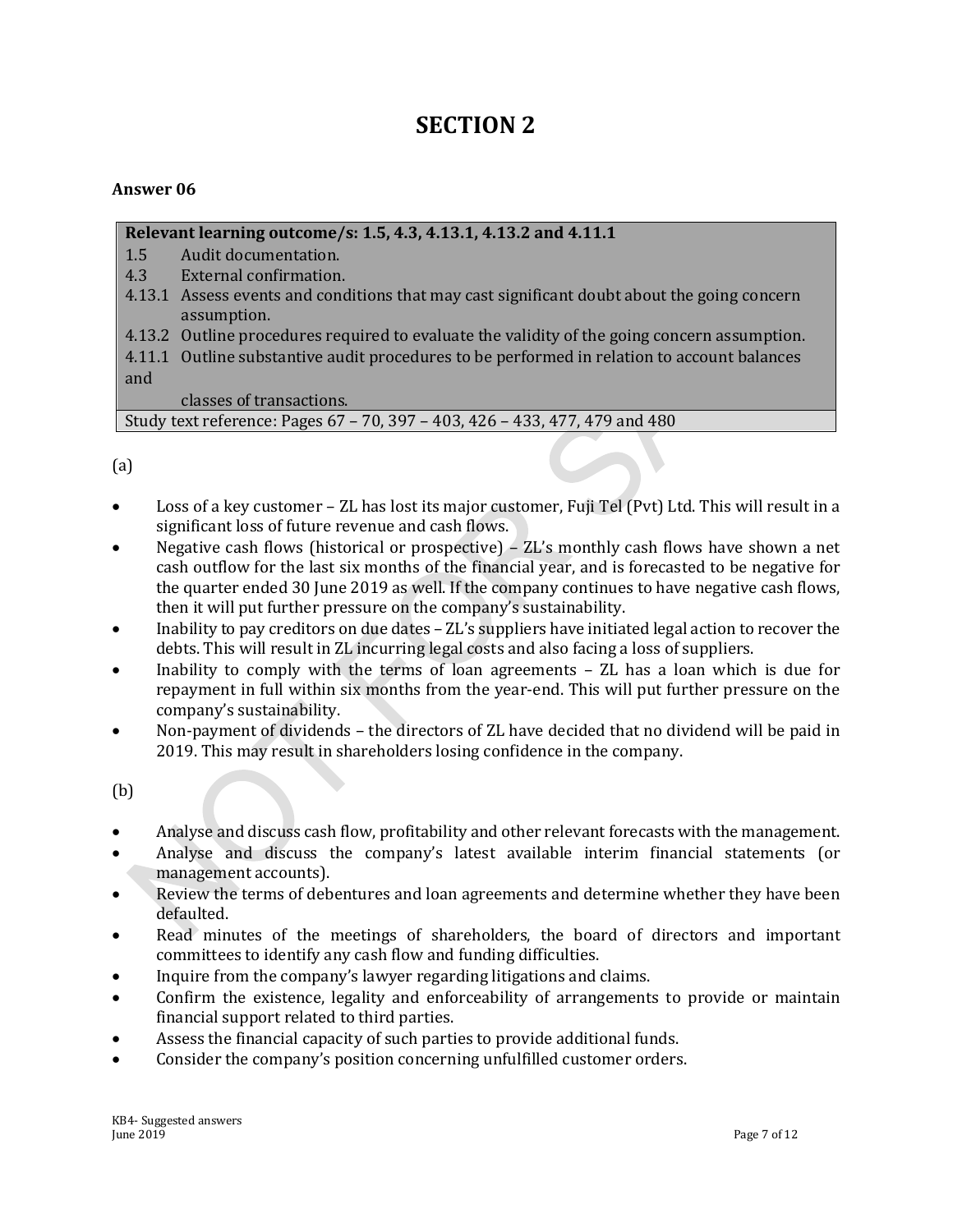# SECTION 2

**Answer 06**

| **Relevant learning outcome/s: 1.5, 4.3, 4.13.1, 4.13.2 and 4.11.1** |
|---|
| 1.5 Audit documentation. |
| 4.3 External confirmation. |
| 4.13.1 Assess events and conditions that may cast significant doubt about the going concern assumption. |
| 4.13.2 Outline procedures required to evaluate the validity of the going concern assumption. |
| 4.11.1 Outline substantive audit procedures to be performed in relation to account balances and classes of transactions. |
| Study text reference: Pages 67 – 70, 397 – 403, 426 – 433, 477, 479 and 480 |

(a)

- Loss of a key customer – ZL has lost its major customer, Fuji Tel (Pvt) Ltd. This will result in a significant loss of future revenue and cash flows.
- Negative cash flows (historical or prospective) – ZL's monthly cash flows have shown a net cash outflow for the last six months of the financial year, and is forecasted to be negative for the quarter ended 30 June 2019 as well. If the company continues to have negative cash flows, then it will put further pressure on the company's sustainability.
- Inability to pay creditors on due dates – ZL's suppliers have initiated legal action to recover the debts. This will result in ZL incurring legal costs and also facing a loss of suppliers.
- Inability to comply with the terms of loan agreements – ZL has a loan which is due for repayment in full within six months from the year-end. This will put further pressure on the company's sustainability.
- Non-payment of dividends – the directors of ZL have decided that no dividend will be paid in 2019. This may result in shareholders losing confidence in the company.

(b)

- Analyse and discuss cash flow, profitability and other relevant forecasts with the management.
- Analyse and discuss the company's latest available interim financial statements (or management accounts).
- Review the terms of debentures and loan agreements and determine whether they have been defaulted.
- Read minutes of the meetings of shareholders, the board of directors and important committees to identify any cash flow and funding difficulties.
- Inquire from the company's lawyer regarding litigations and claims.
- Confirm the existence, legality and enforceability of arrangements to provide or maintain financial support related to third parties.
- Assess the financial capacity of such parties to provide additional funds.
- Consider the company's position concerning unfulfilled customer orders.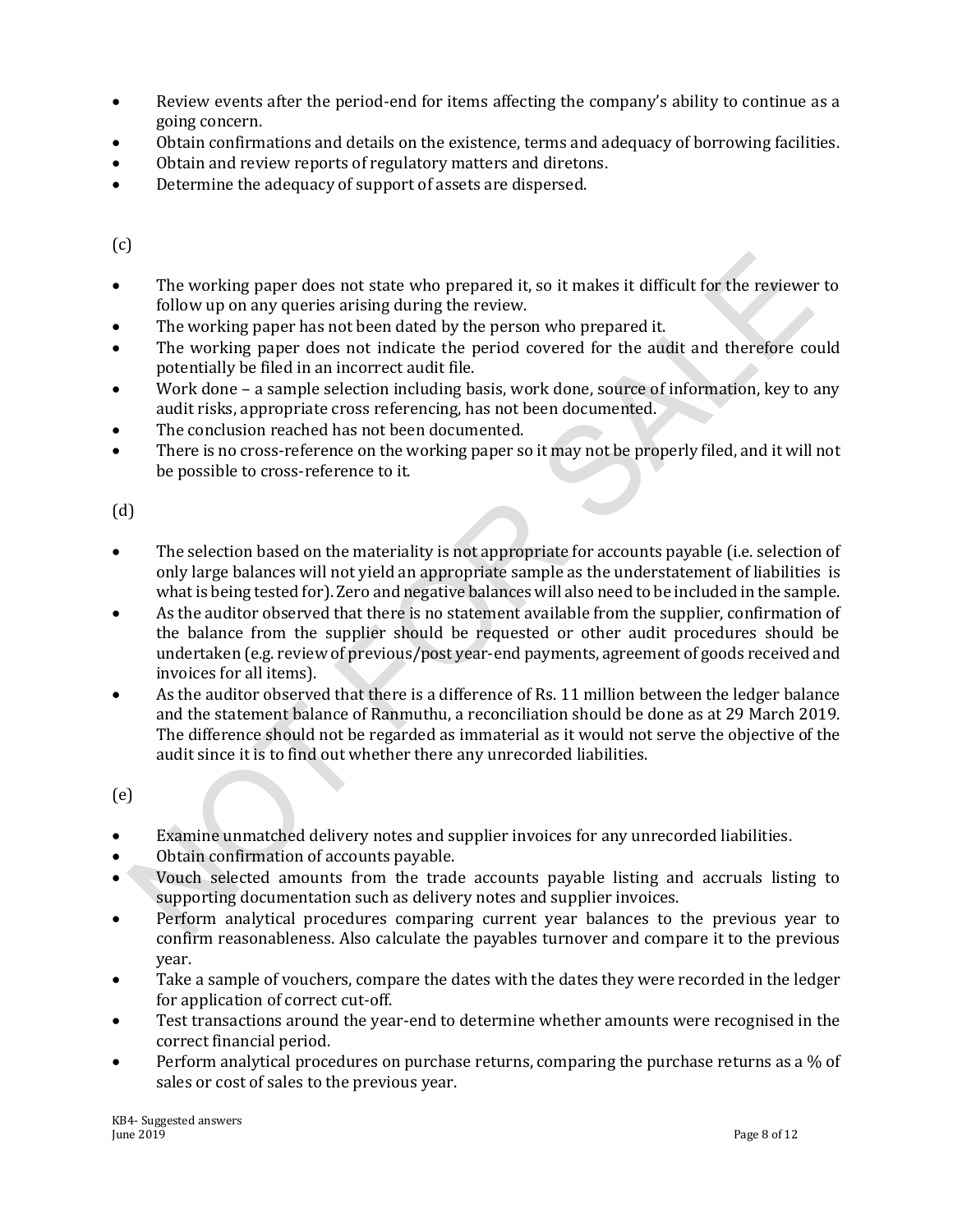- Review events after the period-end for items affecting the company's ability to continue as a going concern.
- Obtain confirmations and details on the existence, terms and adequacy of borrowing facilities.
- Obtain and review reports of regulatory matters and diretons.
- Determine the adequacy of support of assets are dispersed.

(c)

- The working paper does not state who prepared it, so it makes it difficult for the reviewer to follow up on any queries arising during the review.
- The working paper has not been dated by the person who prepared it.
- The working paper does not indicate the period covered for the audit and therefore could potentially be filed in an incorrect audit file.
- Work done – a sample selection including basis, work done, source of information, key to any audit risks, appropriate cross referencing, has not been documented.
- The conclusion reached has not been documented.
- There is no cross-reference on the working paper so it may not be properly filed, and it will not be possible to cross-reference to it.

(d)

- The selection based on the materiality is not appropriate for accounts payable (i.e. selection of only large balances will not yield an appropriate sample as the understatement of liabilities is what is being tested for). Zero and negative balances will also need to be included in the sample.
- As the auditor observed that there is no statement available from the supplier, confirmation of the balance from the supplier should be requested or other audit procedures should be undertaken (e.g. review of previous/post year-end payments, agreement of goods received and invoices for all items).
- As the auditor observed that there is a difference of Rs. 11 million between the ledger balance and the statement balance of Ranmuthu, a reconciliation should be done as at 29 March 2019. The difference should not be regarded as immaterial as it would not serve the objective of the audit since it is to find out whether there any unrecorded liabilities.

(e)

- Examine unmatched delivery notes and supplier invoices for any unrecorded liabilities.
- Obtain confirmation of accounts payable.
- Vouch selected amounts from the trade accounts payable listing and accruals listing to supporting documentation such as delivery notes and supplier invoices.
- Perform analytical procedures comparing current year balances to the previous year to confirm reasonableness. Also calculate the payables turnover and compare it to the previous year.
- Take a sample of vouchers, compare the dates with the dates they were recorded in the ledger for application of correct cut-off.
- Test transactions around the year-end to determine whether amounts were recognised in the correct financial period.
- Perform analytical procedures on purchase returns, comparing the purchase returns as a % of sales or cost of sales to the previous year.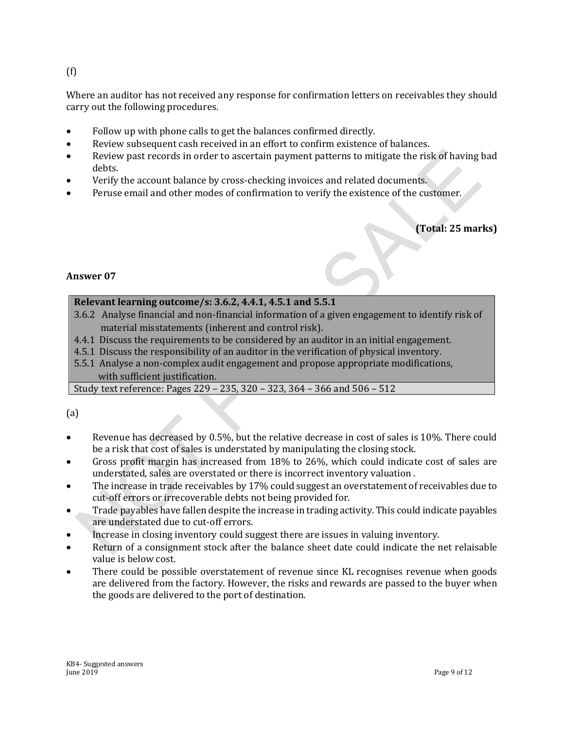(f)

Where an auditor has not received any response for confirmation letters on receivables they should carry out the following procedures.

- Follow up with phone calls to get the balances confirmed directly.
- Review subsequent cash received in an effort to confirm existence of balances.
- Review past records in order to ascertain payment patterns to mitigate the risk of having bad debts.
- Verify the account balance by cross-checking invoices and related documents.
- Peruse email and other modes of confirmation to verify the existence of the customer.

**(Total: 25 marks)**

**Answer 07**

| **Relevant learning outcome/s: 3.6.2, 4.4.1, 4.5.1 and 5.5.1** |
|---|
| 3.6.2 Analyse financial and non-financial information of a given engagement to identify risk of material misstatements (inherent and control risk). <br> 4.4.1 Discuss the requirements to be considered by an auditor in an initial engagement. <br> 4.5.1 Discuss the responsibility of an auditor in the verification of physical inventory. <br> 5.5.1 Analyse a non-complex audit engagement and propose appropriate modifications, with sufficient justification. |
| Study text reference: Pages 229 – 235, 320 – 323, 364 – 366 and 506 – 512 |

(a)

- Revenue has decreased by 0.5%, but the relative decrease in cost of sales is 10%. There could be a risk that cost of sales is understated by manipulating the closing stock.
- Gross profit margin has increased from 18% to 26%, which could indicate cost of sales are understated, sales are overstated or there is incorrect inventory valuation .
- The increase in trade receivables by 17% could suggest an overstatement of receivables due to cut-off errors or irrecoverable debts not being provided for.
- Trade payables have fallen despite the increase in trading activity. This could indicate payables are understated due to cut-off errors.
- Increase in closing inventory could suggest there are issues in valuing inventory.
- Return of a consignment stock after the balance sheet date could indicate the net relaisable value is below cost.
- There could be possible overstatement of revenue since KL recognises revenue when goods are delivered from the factory. However, the risks and rewards are passed to the buyer when the goods are delivered to the port of destination.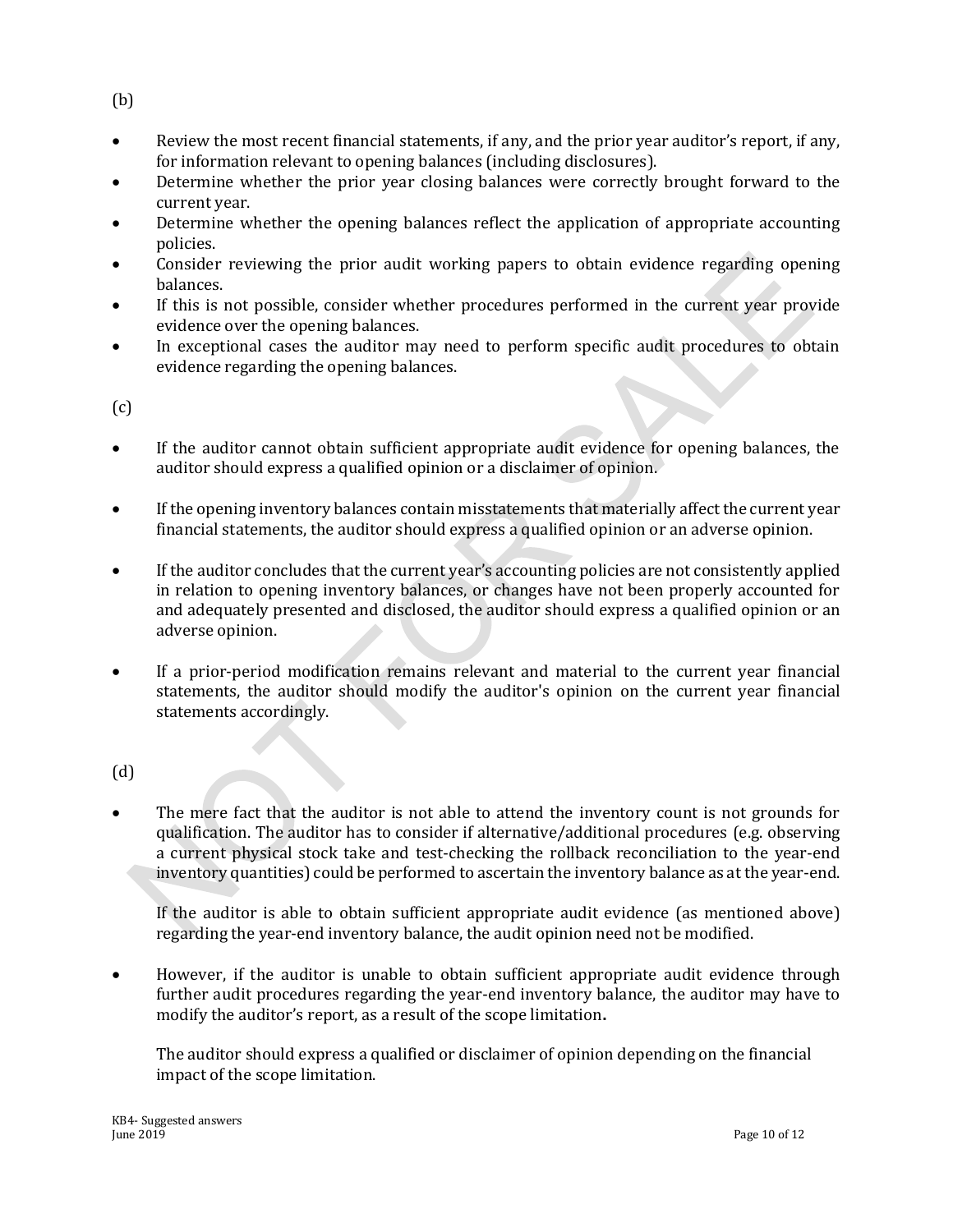(b)

- Review the most recent financial statements, if any, and the prior year auditor's report, if any, for information relevant to opening balances (including disclosures).
- Determine whether the prior year closing balances were correctly brought forward to the current year.
- Determine whether the opening balances reflect the application of appropriate accounting policies.
- Consider reviewing the prior audit working papers to obtain evidence regarding opening balances.
- If this is not possible, consider whether procedures performed in the current year provide evidence over the opening balances.
- In exceptional cases the auditor may need to perform specific audit procedures to obtain evidence regarding the opening balances.

(c)

- If the auditor cannot obtain sufficient appropriate audit evidence for opening balances, the auditor should express a qualified opinion or a disclaimer of opinion.

- If the opening inventory balances contain misstatements that materially affect the current year financial statements, the auditor should express a qualified opinion or an adverse opinion.

- If the auditor concludes that the current year's accounting policies are not consistently applied in relation to opening inventory balances, or changes have not been properly accounted for and adequately presented and disclosed, the auditor should express a qualified opinion or an adverse opinion.

- If a prior-period modification remains relevant and material to the current year financial statements, the auditor should modify the auditor's opinion on the current year financial statements accordingly.

(d)

- The mere fact that the auditor is not able to attend the inventory count is not grounds for qualification. The auditor has to consider if alternative/additional procedures (e.g. observing a current physical stock take and test-checking the rollback reconciliation to the year-end inventory quantities) could be performed to ascertain the inventory balance as at the year-end.

  If the auditor is able to obtain sufficient appropriate audit evidence (as mentioned above) regarding the year-end inventory balance, the audit opinion need not be modified.

- However, if the auditor is unable to obtain sufficient appropriate audit evidence through further audit procedures regarding the year-end inventory balance, the auditor may have to modify the auditor's report, as a result of the scope limitation**.**

  The auditor should express a qualified or disclaimer of opinion depending on the financial impact of the scope limitation.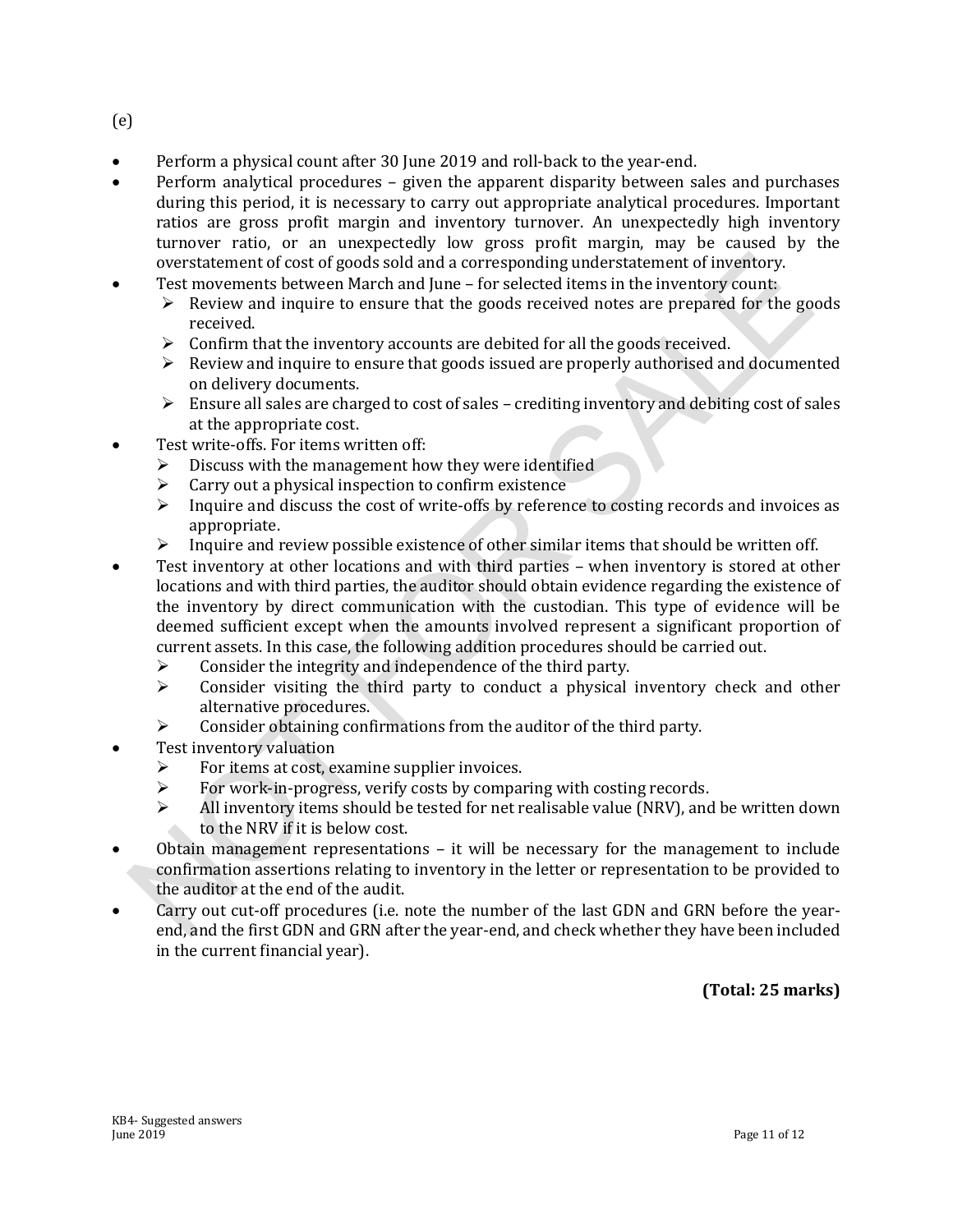(e)

- Perform a physical count after 30 June 2019 and roll-back to the year-end.
- Perform analytical procedures – given the apparent disparity between sales and purchases during this period, it is necessary to carry out appropriate analytical procedures. Important ratios are gross profit margin and inventory turnover. An unexpectedly high inventory turnover ratio, or an unexpectedly low gross profit margin, may be caused by the overstatement of cost of goods sold and a corresponding understatement of inventory.
- Test movements between March and June – for selected items in the inventory count:
  - Review and inquire to ensure that the goods received notes are prepared for the goods received.
  - Confirm that the inventory accounts are debited for all the goods received.
  - Review and inquire to ensure that goods issued are properly authorised and documented on delivery documents.
  - Ensure all sales are charged to cost of sales – crediting inventory and debiting cost of sales at the appropriate cost.
- Test write-offs. For items written off:
  - Discuss with the management how they were identified
  - Carry out a physical inspection to confirm existence
  - Inquire and discuss the cost of write-offs by reference to costing records and invoices as appropriate.
  - Inquire and review possible existence of other similar items that should be written off.
- Test inventory at other locations and with third parties – when inventory is stored at other locations and with third parties, the auditor should obtain evidence regarding the existence of the inventory by direct communication with the custodian. This type of evidence will be deemed sufficient except when the amounts involved represent a significant proportion of current assets. In this case, the following addition procedures should be carried out.
  - Consider the integrity and independence of the third party.
  - Consider visiting the third party to conduct a physical inventory check and other alternative procedures.
  - Consider obtaining confirmations from the auditor of the third party.
- Test inventory valuation
  - For items at cost, examine supplier invoices.
  - For work-in-progress, verify costs by comparing with costing records.
  - All inventory items should be tested for net realisable value (NRV), and be written down to the NRV if it is below cost.
- Obtain management representations – it will be necessary for the management to include confirmation assertions relating to inventory in the letter or representation to be provided to the auditor at the end of the audit.
- Carry out cut-off procedures (i.e. note the number of the last GDN and GRN before the year-end, and the first GDN and GRN after the year-end, and check whether they have been included in the current financial year).

**(Total: 25 marks)**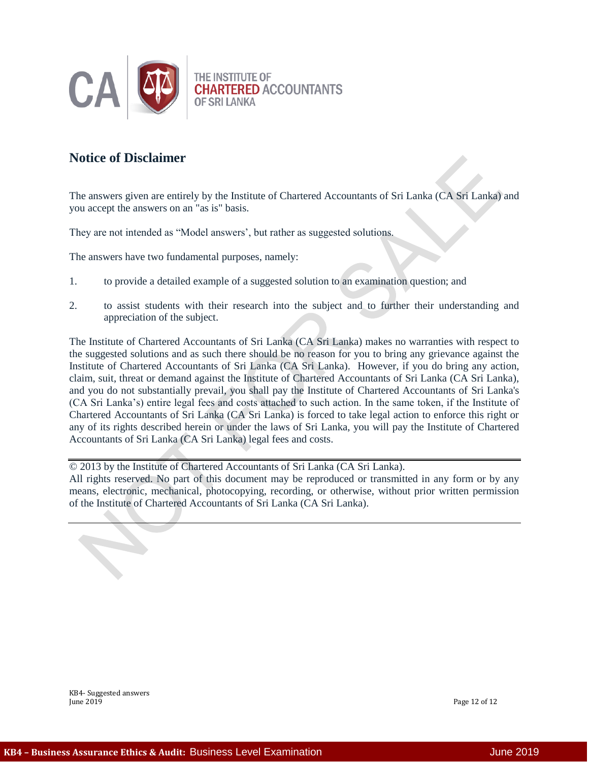THE INSTITUTE OF CHARTERED ACCOUNTANTS OF SRI LANKA

## Notice of Disclaimer

The answers given are entirely by the Institute of Chartered Accountants of Sri Lanka (CA Sri Lanka) and you accept the answers on an "as is" basis.

They are not intended as "Model answers', but rather as suggested solutions.

The answers have two fundamental purposes, namely:

1. to provide a detailed example of a suggested solution to an examination question; and

2. to assist students with their research into the subject and to further their understanding and appreciation of the subject.

The Institute of Chartered Accountants of Sri Lanka (CA Sri Lanka) makes no warranties with respect to the suggested solutions and as such there should be no reason for you to bring any grievance against the Institute of Chartered Accountants of Sri Lanka (CA Sri Lanka). However, if you do bring any action, claim, suit, threat or demand against the Institute of Chartered Accountants of Sri Lanka (CA Sri Lanka), and you do not substantially prevail, you shall pay the Institute of Chartered Accountants of Sri Lanka's (CA Sri Lanka's) entire legal fees and costs attached to such action. In the same token, if the Institute of Chartered Accountants of Sri Lanka (CA Sri Lanka) is forced to take legal action to enforce this right or any of its rights described herein or under the laws of Sri Lanka, you will pay the Institute of Chartered Accountants of Sri Lanka (CA Sri Lanka) legal fees and costs.

---

© 2013 by the Institute of Chartered Accountants of Sri Lanka (CA Sri Lanka).
All rights reserved. No part of this document may be reproduced or transmitted in any form or by any means, electronic, mechanical, photocopying, recording, or otherwise, without prior written permission of the Institute of Chartered Accountants of Sri Lanka (CA Sri Lanka).

---